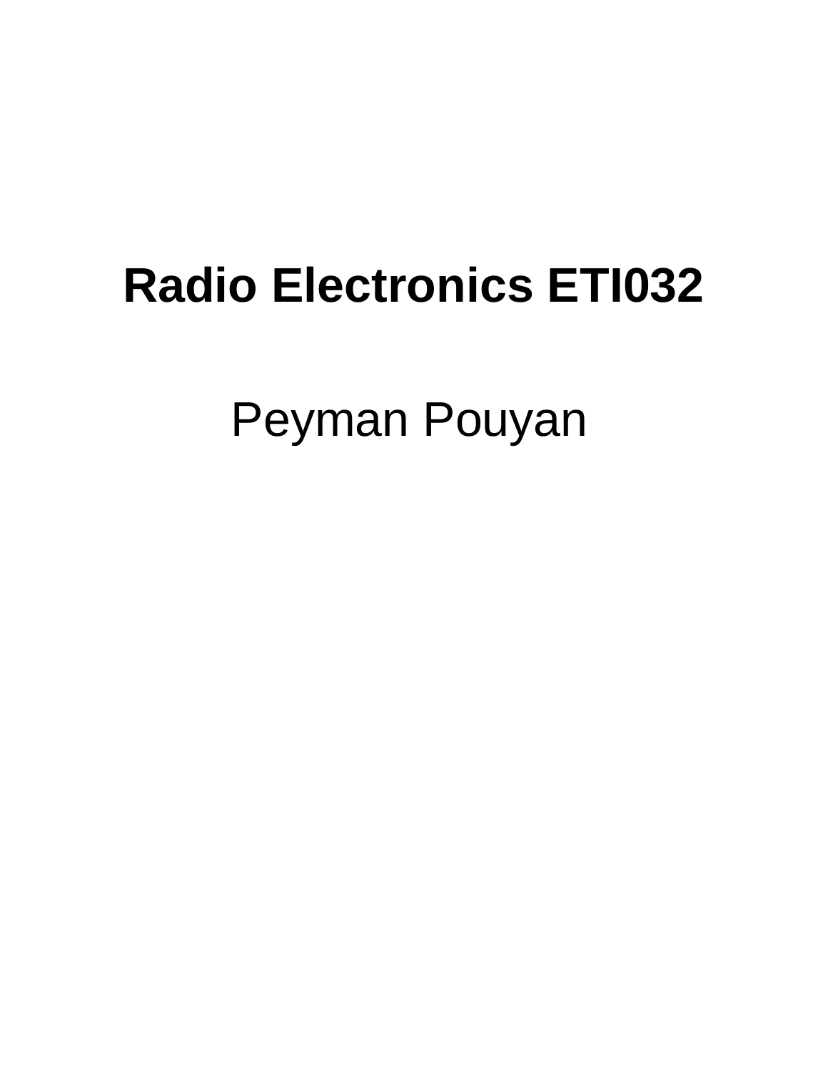# Radio Electronics ETI032

Peyman Pouyan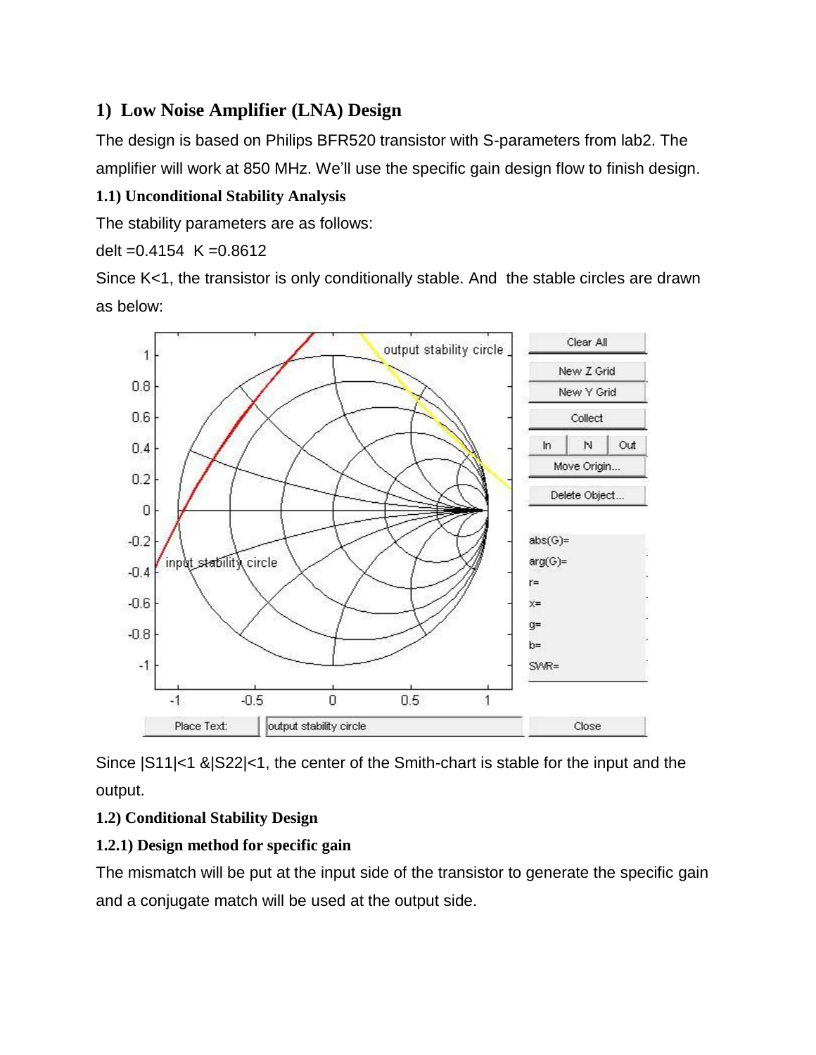# 1) Low Noise Amplifier (LNA) Design

The design is based on Philips BFR520 transistor with S-parameters from lab2. The amplifier will work at 850 MHz. We'll use the specific gain design flow to finish design.

### 1.1) Unconditional Stability Analysis

The stability parameters are as follows:

delt =0.4154 K =0.8612

Since K<1, the transistor is only conditionally stable. And the stable circles are drawn as below:

Since $|S_{11}|<1$ & $|S_{22}|<1$, the center of the Smith-chart is stable for the input and the output.

### 1.2) Conditional Stability Design

#### 1.2.1) Design method for specific gain

The mismatch will be put at the input side of the transistor to generate the specific gain and a conjugate match will be used at the output side.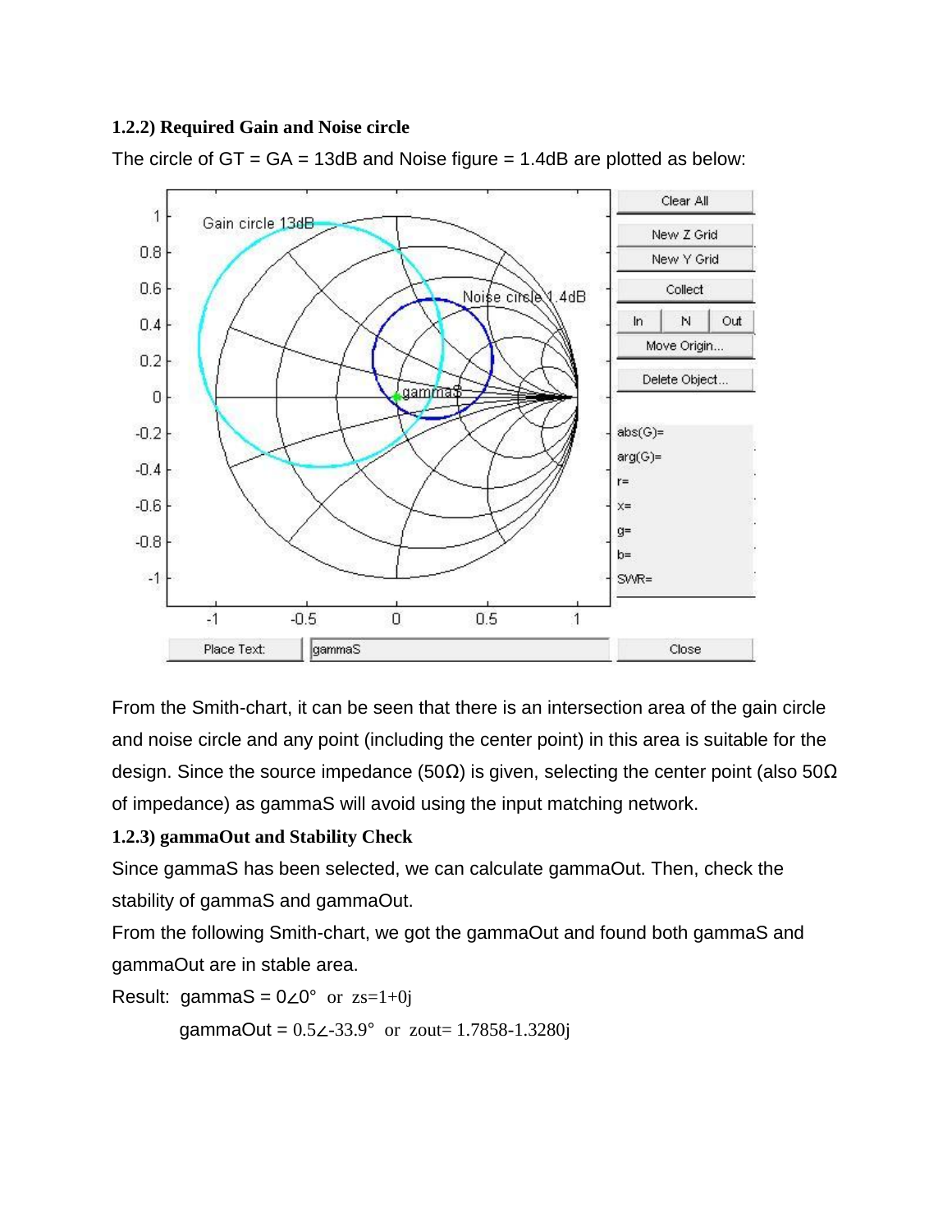### 1.2.2) Required Gain and Noise circle

The circle of GT = GA = 13dB and Noise figure = 1.4dB are plotted as below:

From the Smith-chart, it can be seen that there is an intersection area of the gain circle and noise circle and any point (including the center point) in this area is suitable for the design. Since the source impedance (50Ω) is given, selecting the center point (also 50Ω of impedance) as gammaS will avoid using the input matching network.

### 1.2.3) gammaOut and Stability Check

Since gammaS has been selected, we can calculate gammaOut. Then, check the stability of gammaS and gammaOut.

From the following Smith-chart, we got the gammaOut and found both gammaS and gammaOut are in stable area.

Result: gammaS = $0\angle 0°$ or zs=1+0j

gammaOut = $0.5\angle -33.9°$ or zout= 1.7858-1.3280j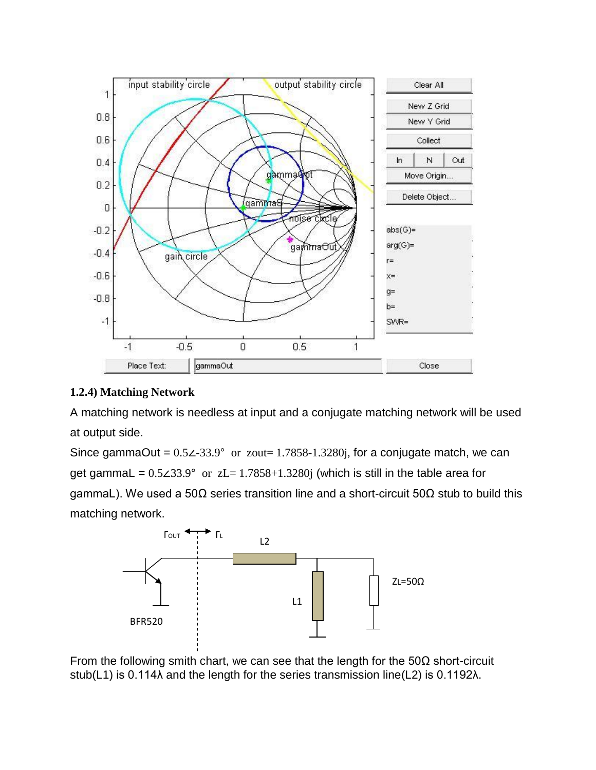### 1.2.4) Matching Network

A matching network is needless at input and a conjugate matching network will be used at output side.

Since gammaOut = $0.5\angle{-33.9°}$ or zout= 1.7858-1.3280j, for a conjugate match, we can get gammaL = $0.5\angle{33.9°}$ or zL= 1.7858+1.3280j (which is still in the table area for gammaL). We used a 50Ω series transition line and a short-circuit 50Ω stub to build this matching network.

From the following smith chart, we can see that the length for the 50Ω short-circuit stub(L1) is 0.114λ and the length for the series transmission line(L2) is 0.1192λ.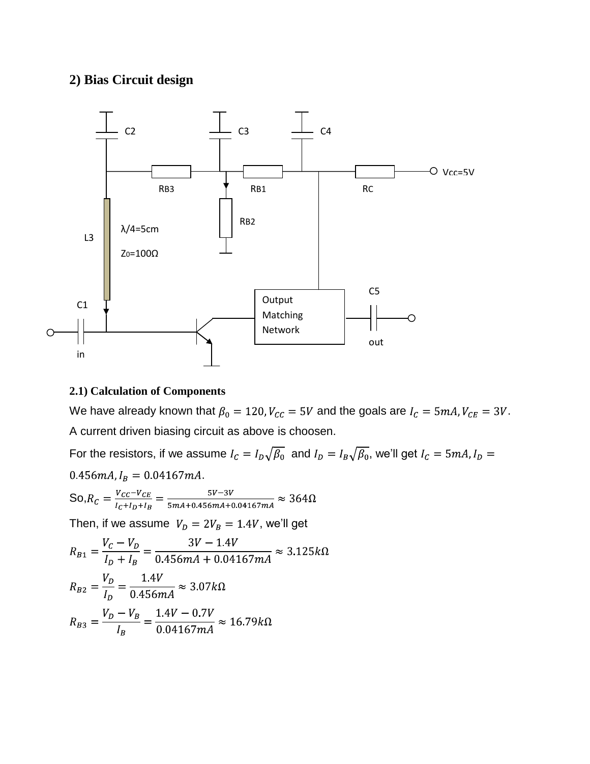## 2) Bias Circuit design

### 2.1) Calculation of Components

We have already known that $\beta_0 = 120, V_{CC} = 5V$ and the goals are $I_C = 5mA, V_{CE} = 3V$.

A current driven biasing circuit as above is choosen.

For the resistors, if we assume $I_C = I_D\sqrt{\beta_0}$ and $I_D = I_B\sqrt{\beta_0}$, we'll get $I_C = 5mA, I_D = 0.456mA, I_B = 0.04167mA$.

So, $R_C = \frac{V_{CC}-V_{CE}}{I_C+I_D+I_B} = \frac{5V-3V}{5mA+0.456mA+0.04167mA} \approx 364\Omega$

Then, if we assume $V_D = 2V_B = 1.4V$, we'll get

$$R_{B1} = \frac{V_C - V_D}{I_D + I_B} = \frac{3V - 1.4V}{0.456mA + 0.04167mA} \approx 3.125k\Omega$$

$$R_{B2} = \frac{V_D}{I_D} = \frac{1.4V}{0.456mA} \approx 3.07k\Omega$$

$$R_{B3} = \frac{V_D - V_B}{I_B} = \frac{1.4V - 0.7V}{0.04167mA} \approx 16.79k\Omega$$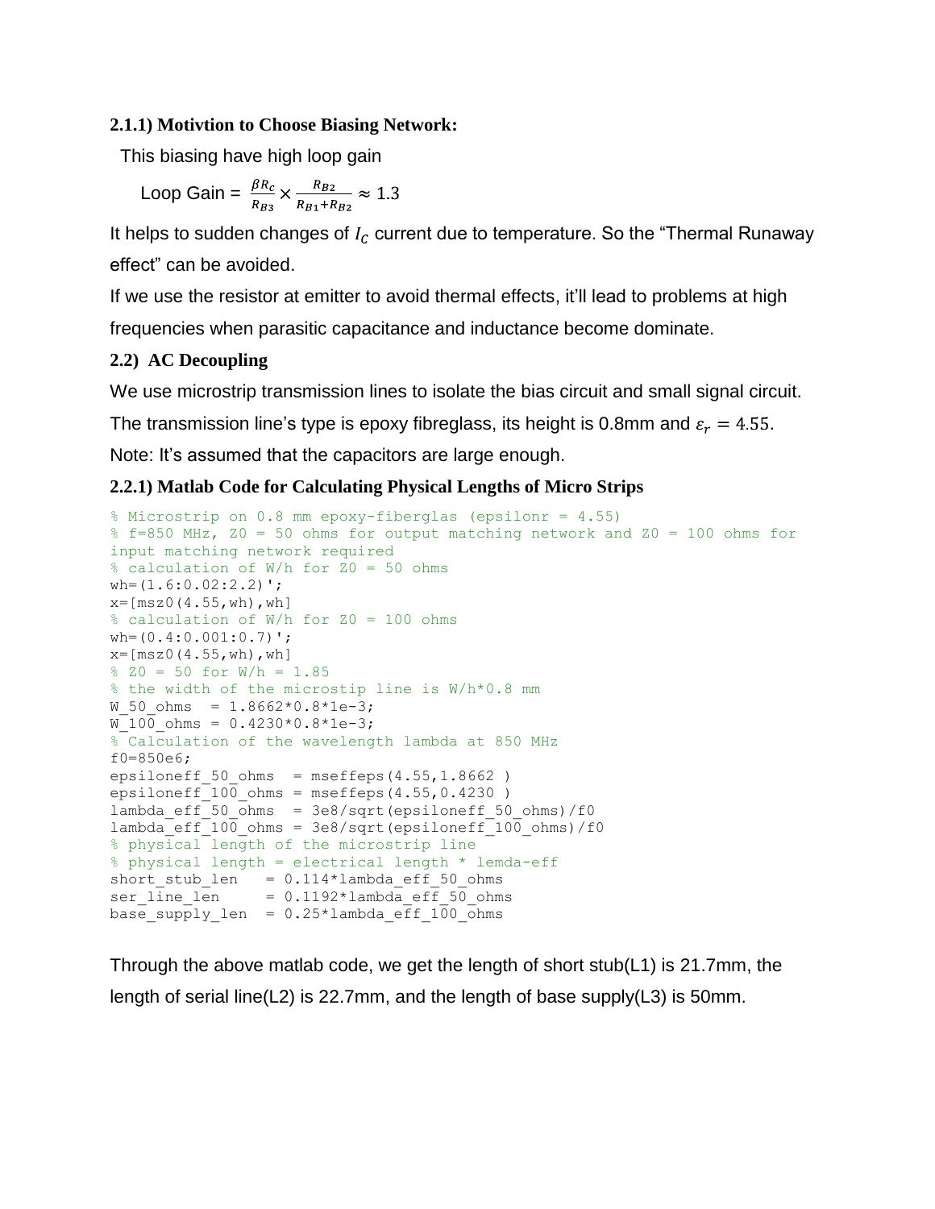### 2.1.1) Motivtion to Choose Biasing Network:

This biasing have high loop gain

$$\text{Loop Gain} = \frac{\beta R_C}{R_{B3}} \times \frac{R_{B2}}{R_{B1}+R_{B2}} \approx 1.3$$

It helps to sudden changes of $I_C$ current due to temperature. So the "Thermal Runaway effect" can be avoided.

If we use the resistor at emitter to avoid thermal effects, it'll lead to problems at high frequencies when parasitic capacitance and inductance become dominate.

### 2.2) AC Decoupling

We use microstrip transmission lines to isolate the bias circuit and small signal circuit.

The transmission line's type is epoxy fibreglass, its height is 0.8mm and $\varepsilon_r = 4.55$.

Note: It's assumed that the capacitors are large enough.

### 2.2.1) Matlab Code for Calculating Physical Lengths of Micro Strips

```
% Microstrip on 0.8 mm epoxy-fiberglas (epsilonr = 4.55)
% f=850 MHz, Z0 = 50 ohms for output matching network and Z0 = 100 ohms for
input matching network required
% calculation of W/h for Z0 = 50 ohms
wh=(1.6:0.02:2.2)';
x=[msz0(4.55,wh),wh]
% calculation of W/h for Z0 = 100 ohms
wh=(0.4:0.001:0.7)';
x=[msz0(4.55,wh),wh]
% Z0 = 50 for W/h = 1.85
% the width of the microstip line is W/h*0.8 mm
W_50_ohms  = 1.8662*0.8*1e-3;
W_100_ohms = 0.4230*0.8*1e-3;
% Calculation of the wavelength lambda at 850 MHz
f0=850e6;
epsiloneff_50_ohms  = mseffeps(4.55,1.8662 )
epsiloneff_100_ohms = mseffeps(4.55,0.4230 )
lambda_eff_50_ohms  = 3e8/sqrt(epsiloneff_50_ohms)/f0
lambda_eff_100_ohms = 3e8/sqrt(epsiloneff_100_ohms)/f0
% physical length of the microstrip line
% physical length = electrical length * lemda-eff
short_stub_len   = 0.114*lambda_eff_50_ohms
ser_line_len     = 0.1192*lambda_eff_50_ohms
base_supply_len  = 0.25*lambda_eff_100_ohms
```

Through the above matlab code, we get the length of short stub(L1) is 21.7mm, the length of serial line(L2) is 22.7mm, and the length of base supply(L3) is 50mm.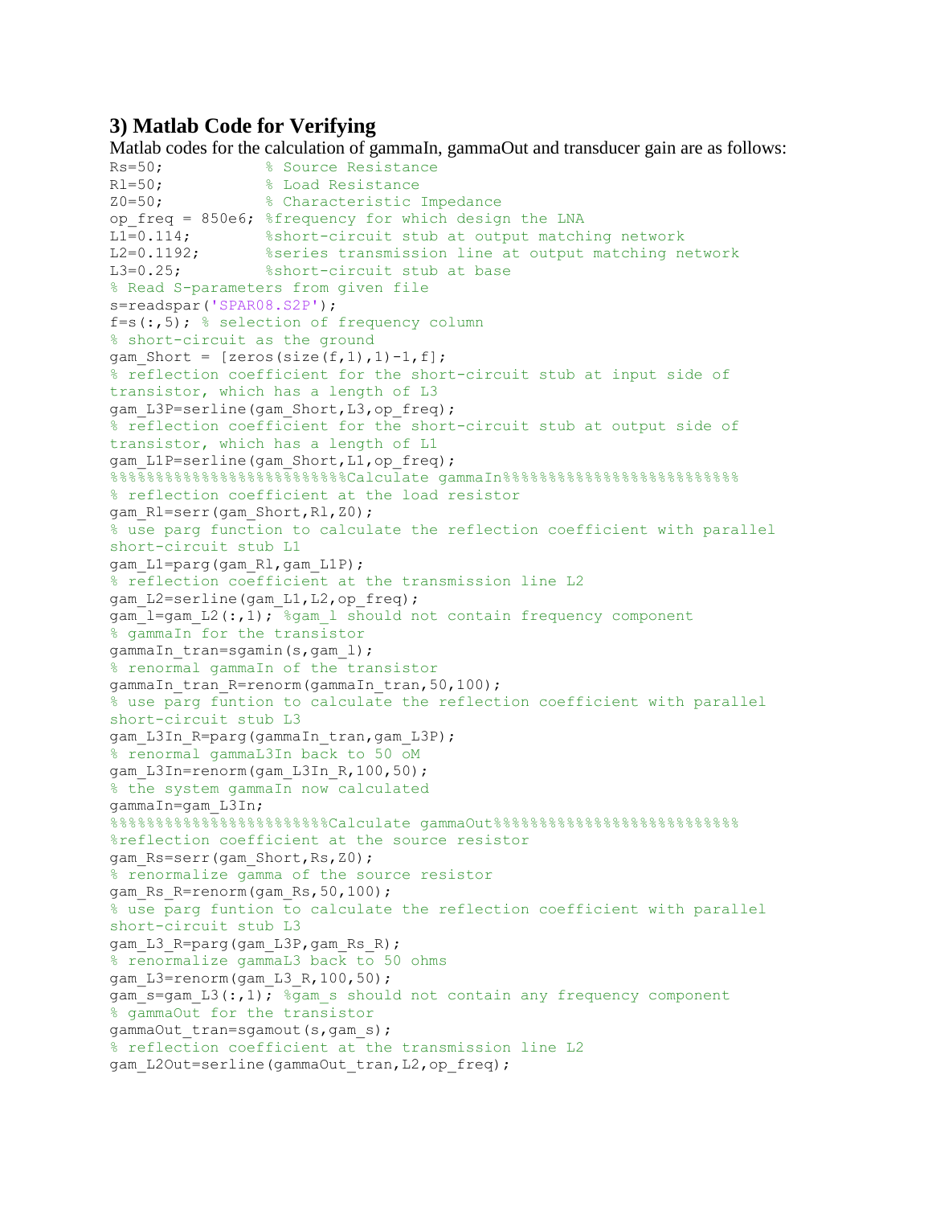### 3) Matlab Code for Verifying

Matlab codes for the calculation of gammaIn, gammaOut and transducer gain are as follows:

```
Rs=50;           % Source Resistance
Rl=50;           % Load Resistance
Z0=50;           % Characteristic Impedance
op_freq = 850e6; %frequency for which design the LNA
L1=0.114;        %short-circuit stub at output matching network
L2=0.1192;       %series transmission line at output matching network
L3=0.25;         %short-circuit stub at base
% Read S-parameters from given file
s=readspar('SPAR08.S2P');
f=s(:,5); % selection of frequency column
% short-circuit as the ground
gam_Short = [zeros(size(f,1),1)-1,f];
% reflection coefficient for the short-circuit stub at input side of
transistor, which has a length of L3
gam_L3P=serline(gam_Short,L3,op_freq);
% reflection coefficient for the short-circuit stub at output side of
transistor, which has a length of L1
gam_L1P=serline(gam_Short,L1,op_freq);
%%%%%%%%%%%%%%%%%%%%%%%%%%%Calculate gammaIn%%%%%%%%%%%%%%%%%%%%%%%%%%%%
% reflection coefficient at the load resistor
gam_Rl=serr(gam_Short,Rl,Z0);
% use parg function to calculate the reflection coefficient with parallel
short-circuit stub L1
gam_L1=parg(gam_Rl,gam_L1P);
% reflection coefficient at the transmission line L2
gam_L2=serline(gam_L1,L2,op_freq);
gam_l=gam_L2(:,1); %gam_l should not contain frequency component
% gammaIn for the transistor
gammaIn_tran=sgamin(s,gam_l);
% renormal gammaIn of the transistor
gammaIn_tran_R=renorm(gammaIn_tran,50,100);
% use parg funtion to calculate the reflection coefficient with parallel
short-circuit stub L3
gam_L3In_R=parg(gammaIn_tran,gam_L3P);
% renormal gammaL3In back to 50 oM
gam_L3In=renorm(gam_L3In_R,100,50);
% the system gammaIn now calculated
gammaIn=gam_L3In;
%%%%%%%%%%%%%%%%%%%%%%%%%Calculate gammaOut%%%%%%%%%%%%%%%%%%%%%%%%%%%%
%reflection coefficient at the source resistor
gam_Rs=serr(gam_Short,Rs,Z0);
% renormalize gamma of the source resistor
gam_Rs_R=renorm(gam_Rs,50,100);
% use parg funtion to calculate the reflection coefficient with parallel
short-circuit stub L3
gam_L3_R=parg(gam_L3P,gam_Rs_R);
% renormalize gammaL3 back to 50 ohms
gam_L3=renorm(gam_L3_R,100,50);
gam_s=gam_L3(:,1); %gam_s should not contain any frequency component
% gammaOut for the transistor
gammaOut_tran=sgamout(s,gam_s);
% reflection coefficient at the transmission line L2
gam_L2Out=serline(gammaOut_tran,L2,op_freq);
```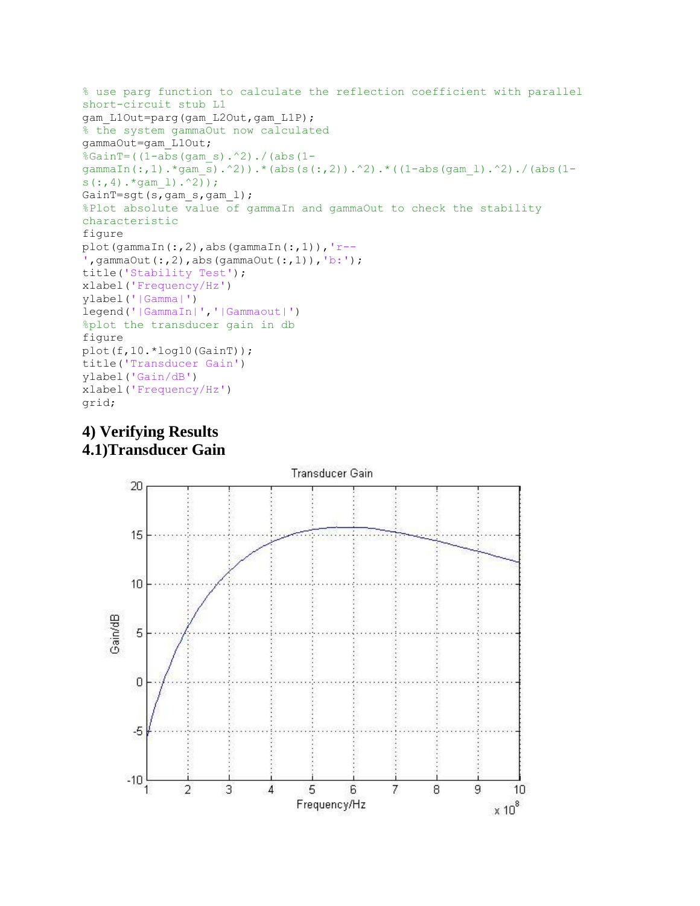```
% use parg function to calculate the reflection coefficient with parallel
short-circuit stub L1
gam_L1Out=parg(gam_L2Out,gam_L1P);
% the system gammaOut now calculated
gammaOut=gam_L1Out;
%GainT=((1-abs(gam_s).^2)./(abs(1-
gammaIn(:,1).*gam_s).^2)).*(abs(s(:,2)).^2).*((1-abs(gam_l).^2)./(abs(1-
s(:,4).*gam_l).^2));
GainT=sgt(s,gam_s,gam_l);
%Plot absolute value of gammaIn and gammaOut to check the stability
characteristic
figure
plot(gammaIn(:,2),abs(gammaIn(:,1)),'r--
',gammaOut(:,2),abs(gammaOut(:,1)),'b:');
title('Stability Test');
xlabel('Frequency/Hz')
ylabel('|Gamma|')
legend('|GammaIn|','|Gammaout|')
%plot the transducer gain in db
figure
plot(f,10.*log10(GainT));
title('Transducer Gain')
ylabel('Gain/dB')
xlabel('Frequency/Hz')
grid;
```

## 4) Verifying Results

### 4.1)Transducer Gain

Transducer Gain

Gain/dB

Frequency/Hz

$\times 10^8$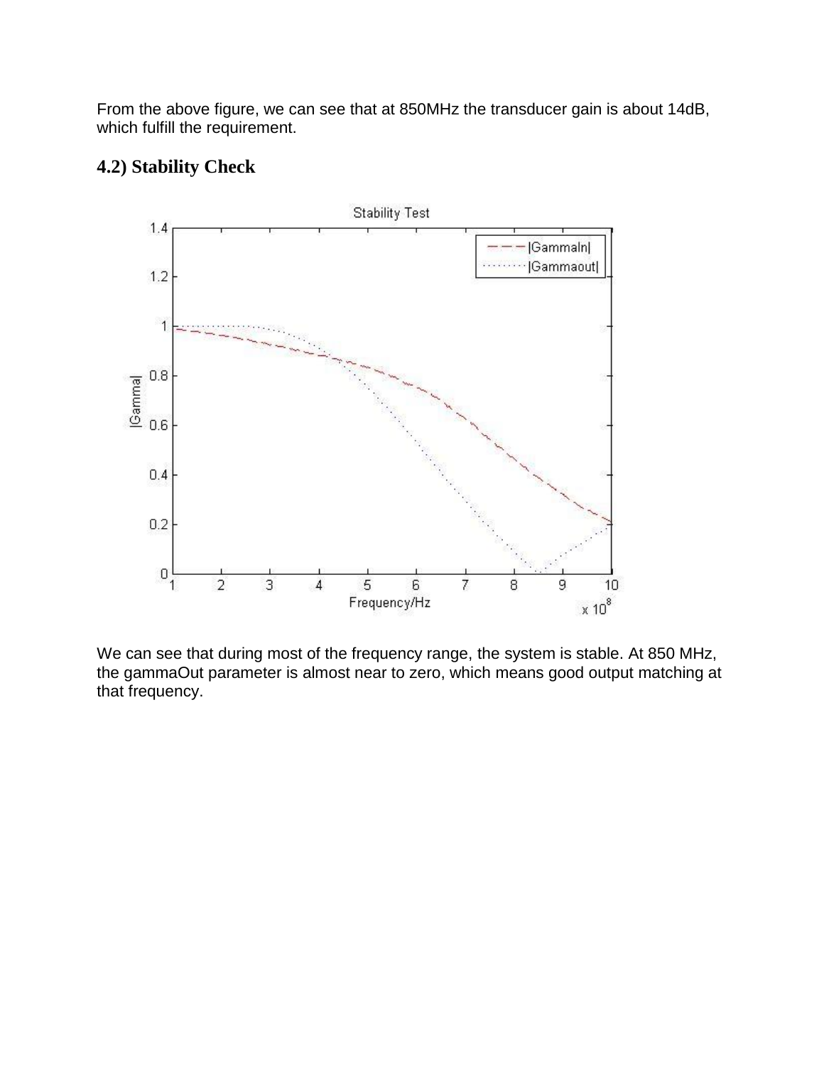From the above figure, we can see that at 850MHz the transducer gain is about 14dB, which fulfill the requirement.

## 4.2) Stability Check

Stability Test

|GammaIn|

|Gammaout|

|Gamma|

1.4

1.2

1

0.8

0.6

0.4

0.2

0

1 2 3 4 5 6 7 8 9 10

Frequency/Hz

x 10[8]

We can see that during most of the frequency range, the system is stable. At 850 MHz, the gammaOut parameter is almost near to zero, which means good output matching at that frequency.